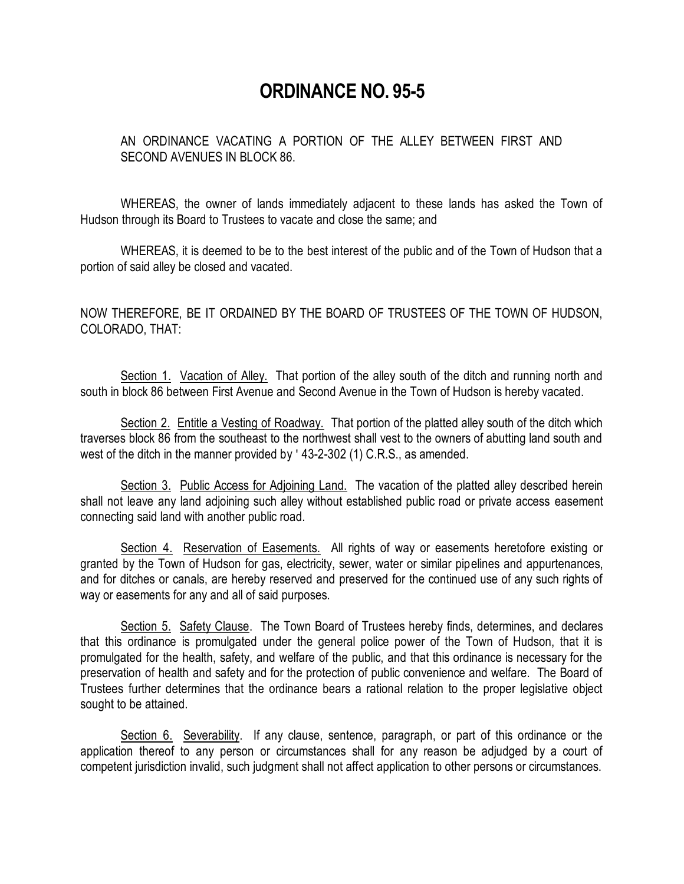# ORDINANCE NO. 95-5

AN ORDINANCE VACATING A PORTION OF THE ALLEY BETWEEN FIRST AND SECOND AVENUES IN BLOCK 86.

WHEREAS, the owner of lands immediately adjacent to these lands has asked the Town of Hudson through its Board to Trustees to vacate and close the same; and

WHEREAS, it is deemed to be to the best interest of the public and of the Town of Hudson that a portion of said alley be closed and vacated.

NOW THEREFORE, BE IT ORDAINED BY THE BOARD OF TRUSTEES OF THE TOWN OF HUDSON, COLORADO, THAT:

Section 1. Vacation of Alley. That portion of the alley south of the ditch and running north and south in block 86 between First Avenue and Second Avenue in the Town of Hudson is hereby vacated.

Section 2. Entitle a Vesting of Roadway. That portion of the platted alley south of the ditch which traverses block 86 from the southeast to the northwest shall vest to the owners of abutting land south and west of the ditch in the manner provided by ' 43-2-302 (1) C.R.S., as amended.

Section 3. Public Access for Adjoining Land. The vacation of the platted alley described herein shall not leave any land adjoining such alley without established public road or private access easement connecting said land with another public road.

Section 4. Reservation of Easements. All rights of way or easements heretofore existing or granted by the Town of Hudson for gas, electricity, sewer, water or similar pipelines and appurtenances, and for ditches or canals, are hereby reserved and preserved for the continued use of any such rights of way or easements for any and all of said purposes.

Section 5. Safety Clause. The Town Board of Trustees hereby finds, determines, and declares that this ordinance is promulgated under the general police power of the Town of Hudson, that it is promulgated for the health, safety, and welfare of the public, and that this ordinance is necessary for the preservation of health and safety and for the protection of public convenience and welfare. The Board of Trustees further determines that the ordinance bears a rational relation to the proper legislative object sought to be attained.

Section 6. Severability. If any clause, sentence, paragraph, or part of this ordinance or the application thereof to any person or circumstances shall for any reason be adjudged by a court of competent jurisdiction invalid, such judgment shall not affect application to other persons or circumstances.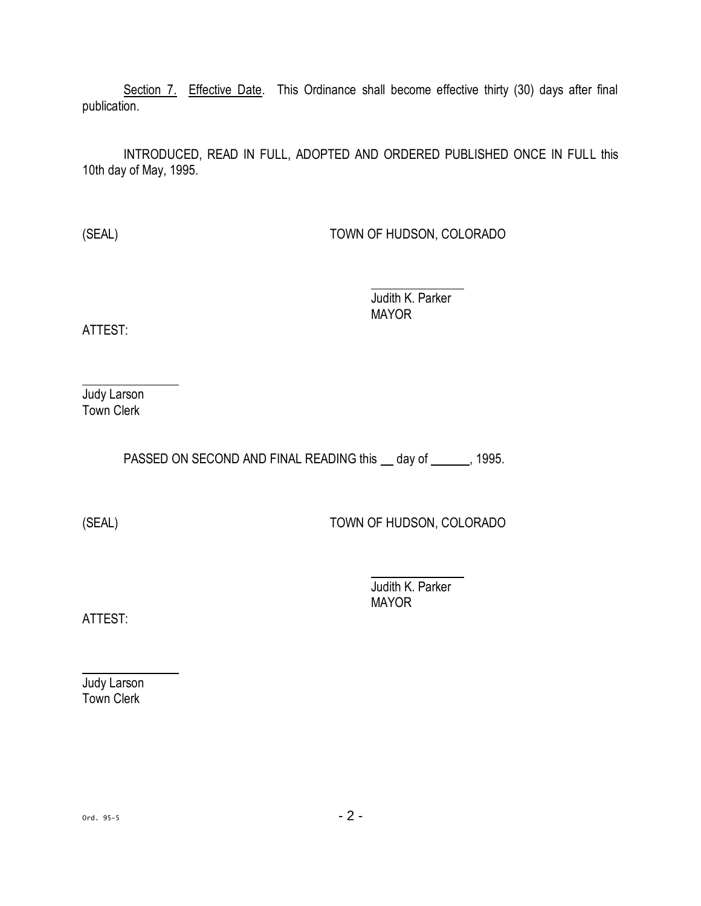Section 7. Effective Date. This Ordinance shall become effective thirty (30) days after final publication.

INTRODUCED, READ IN FULL, ADOPTED AND ORDERED PUBLISHED ONCE IN FULL this 10th day of May, 1995.

(SEAL) TOWN OF HUDSON, COLORADO

\_\_\_\_\_\_\_\_\_\_\_\_\_\_\_
Judith K. Parker
MAYOR

ATTEST:

\_\_\_\_\_\_\_\_\_\_\_\_\_\_\_
Judy Larson
Town Clerk

PASSED ON SECOND AND FINAL READING this \_\_ day of \_\_\_\_\_\_, 1995.

(SEAL) TOWN OF HUDSON, COLORADO

\_\_\_\_\_\_\_\_\_\_\_\_\_\_\_
Judith K. Parker
MAYOR

ATTEST:

\_\_\_\_\_\_\_\_\_\_\_\_\_\_\_
Judy Larson
Town Clerk

Ord. 95-5